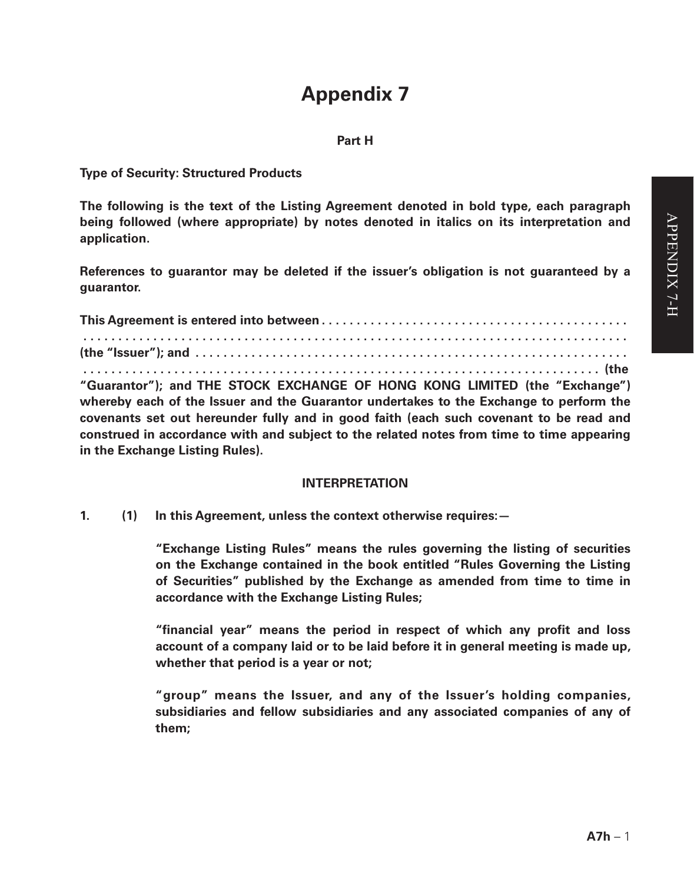# Appendix 7

**Part H**

**Type of Security: Structured Products**

**The following is the text of the Listing Agreement denoted in bold type, each paragraph being followed (where appropriate) by notes denoted in italics on its interpretation and application.**

**References to guarantor may be deleted if the issuer's obligation is not guaranteed by a guarantor.**

**This Agreement is entered into between . . . . . . . . . . . . . . . . . . . . . . . . . . . . . . . . . . . . . . . . . . .**
**. . . . . . . . . . . . . . . . . . . . . . . . . . . . . . . . . . . . . . . . . . . . . . . . . . . . . . . . . . . . . . . . . . . . . . . . . .**
**(the "Issuer"); and . . . . . . . . . . . . . . . . . . . . . . . . . . . . . . . . . . . . . . . . . . . . . . . . . . . . . . . . . . . . .**
**. . . . . . . . . . . . . . . . . . . . . . . . . . . . . . . . . . . . . . . . . . . . . . . . . . . . . . . . . . . . . . . . . . . . . . . (the "Guarantor"); and THE STOCK EXCHANGE OF HONG KONG LIMITED (the "Exchange") whereby each of the Issuer and the Guarantor undertakes to the Exchange to perform the covenants set out hereunder fully and in good faith (each such covenant to be read and construed in accordance with and subject to the related notes from time to time appearing in the Exchange Listing Rules).**

**INTERPRETATION**

**1. (1) In this Agreement, unless the context otherwise requires:—**

**"Exchange Listing Rules" means the rules governing the listing of securities on the Exchange contained in the book entitled "Rules Governing the Listing of Securities" published by the Exchange as amended from time to time in accordance with the Exchange Listing Rules;**

**"financial year" means the period in respect of which any profit and loss account of a company laid or to be laid before it in general meeting is made up, whether that period is a year or not;**

**"group" means the Issuer, and any of the Issuer's holding companies, subsidiaries and fellow subsidiaries and any associated companies of any of them;**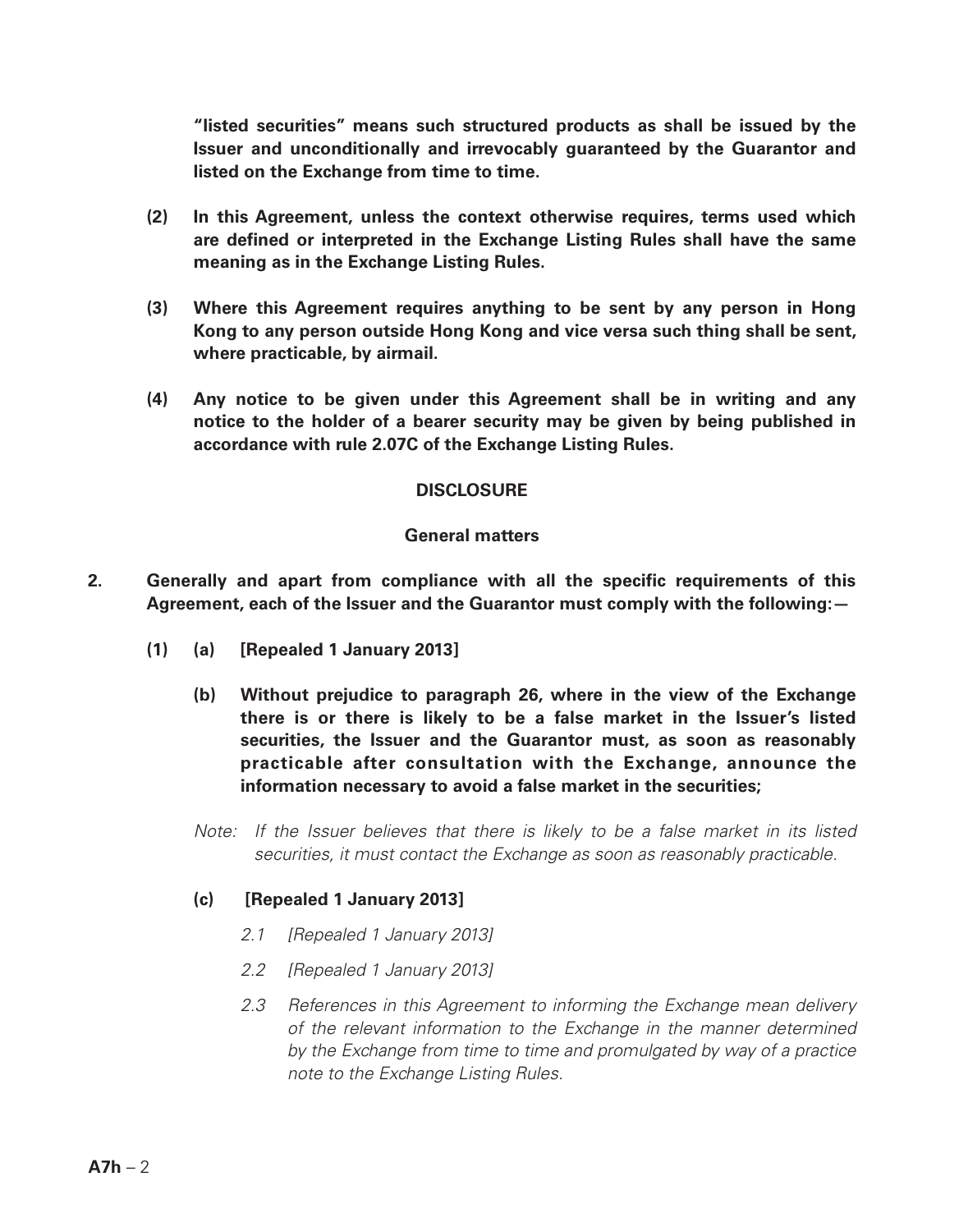**"listed securities" means such structured products as shall be issued by the Issuer and unconditionally and irrevocably guaranteed by the Guarantor and listed on the Exchange from time to time.**

**(2) In this Agreement, unless the context otherwise requires, terms used which are defined or interpreted in the Exchange Listing Rules shall have the same meaning as in the Exchange Listing Rules.**

**(3) Where this Agreement requires anything to be sent by any person in Hong Kong to any person outside Hong Kong and vice versa such thing shall be sent, where practicable, by airmail.**

**(4) Any notice to be given under this Agreement shall be in writing and any notice to the holder of a bearer security may be given by being published in accordance with rule 2.07C of the Exchange Listing Rules.**

## DISCLOSURE

### General matters

**2. Generally and apart from compliance with all the specific requirements of this Agreement, each of the Issuer and the Guarantor must comply with the following:—**

**(1) (a) [Repealed 1 January 2013]**

**(b) Without prejudice to paragraph 26, where in the view of the Exchange there is or there is likely to be a false market in the Issuer's listed securities, the Issuer and the Guarantor must, as soon as reasonably practicable after consultation with the Exchange, announce the information necessary to avoid a false market in the securities;**

*Note: If the Issuer believes that there is likely to be a false market in its listed securities, it must contact the Exchange as soon as reasonably practicable.*

**(c) [Repealed 1 January 2013]**

*2.1 [Repealed 1 January 2013]*

*2.2 [Repealed 1 January 2013]*

*2.3 References in this Agreement to informing the Exchange mean delivery of the relevant information to the Exchange in the manner determined by the Exchange from time to time and promulgated by way of a practice note to the Exchange Listing Rules.*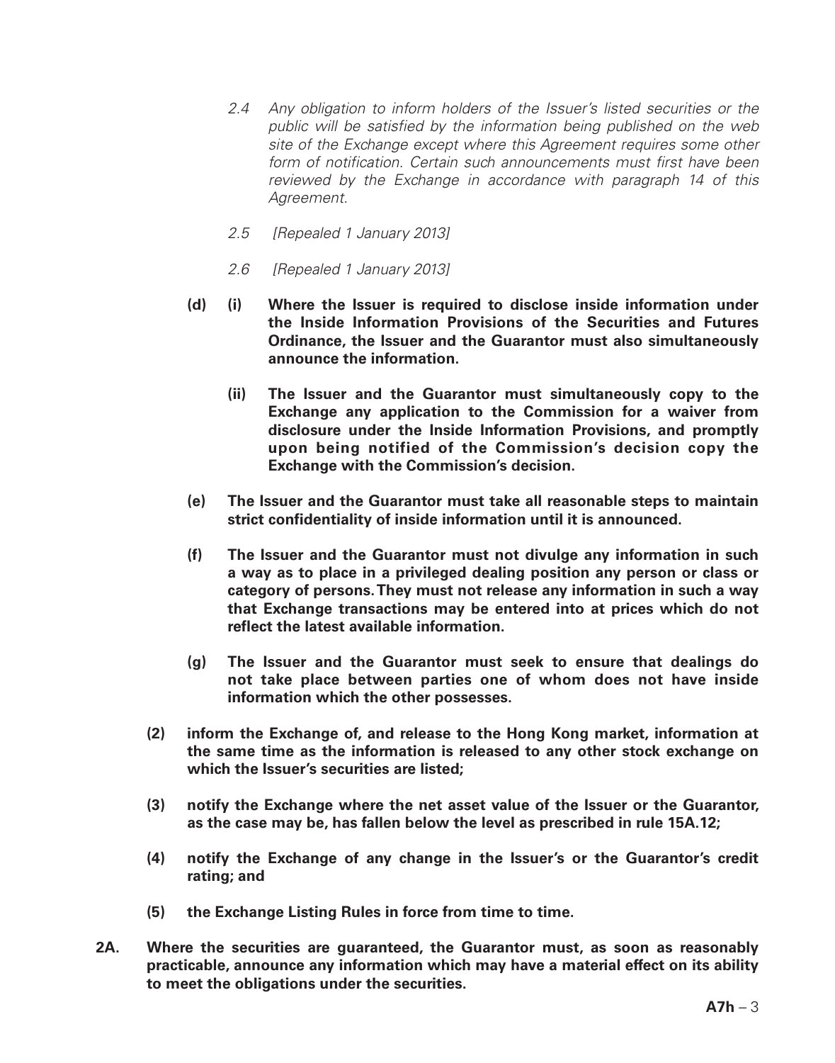*2.4 Any obligation to inform holders of the Issuer's listed securities or the public will be satisfied by the information being published on the web site of the Exchange except where this Agreement requires some other form of notification. Certain such announcements must first have been reviewed by the Exchange in accordance with paragraph 14 of this Agreement.*

*2.5 [Repealed 1 January 2013]*

*2.6 [Repealed 1 January 2013]*

**(d) (i) Where the Issuer is required to disclose inside information under the Inside Information Provisions of the Securities and Futures Ordinance, the Issuer and the Guarantor must also simultaneously announce the information.**

**(ii) The Issuer and the Guarantor must simultaneously copy to the Exchange any application to the Commission for a waiver from disclosure under the Inside Information Provisions, and promptly upon being notified of the Commission's decision copy the Exchange with the Commission's decision.**

**(e) The Issuer and the Guarantor must take all reasonable steps to maintain strict confidentiality of inside information until it is announced.**

**(f) The Issuer and the Guarantor must not divulge any information in such a way as to place in a privileged dealing position any person or class or category of persons. They must not release any information in such a way that Exchange transactions may be entered into at prices which do not reflect the latest available information.**

**(g) The Issuer and the Guarantor must seek to ensure that dealings do not take place between parties one of whom does not have inside information which the other possesses.**

**(2) inform the Exchange of, and release to the Hong Kong market, information at the same time as the information is released to any other stock exchange on which the Issuer's securities are listed;**

**(3) notify the Exchange where the net asset value of the Issuer or the Guarantor, as the case may be, has fallen below the level as prescribed in rule 15A.12;**

**(4) notify the Exchange of any change in the Issuer's or the Guarantor's credit rating; and**

**(5) the Exchange Listing Rules in force from time to time.**

**2A. Where the securities are guaranteed, the Guarantor must, as soon as reasonably practicable, announce any information which may have a material effect on its ability to meet the obligations under the securities.**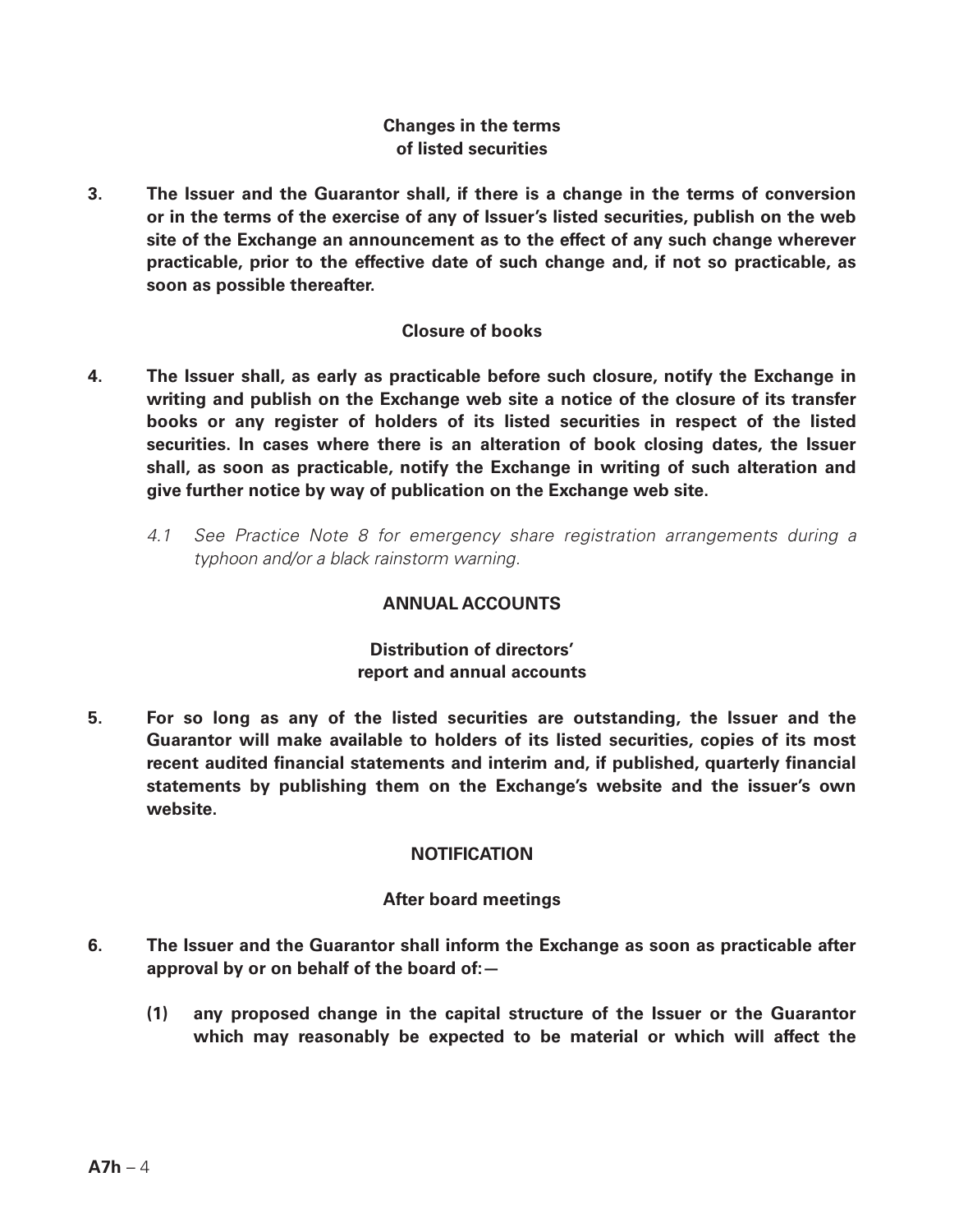### Changes in the terms of listed securities

**3. The Issuer and the Guarantor shall, if there is a change in the terms of conversion or in the terms of the exercise of any of Issuer's listed securities, publish on the web site of the Exchange an announcement as to the effect of any such change wherever practicable, prior to the effective date of such change and, if not so practicable, as soon as possible thereafter.**

### Closure of books

**4. The Issuer shall, as early as practicable before such closure, notify the Exchange in writing and publish on the Exchange web site a notice of the closure of its transfer books or any register of holders of its listed securities in respect of the listed securities. In cases where there is an alteration of book closing dates, the Issuer shall, as soon as practicable, notify the Exchange in writing of such alteration and give further notice by way of publication on the Exchange web site.**

*4.1 See Practice Note 8 for emergency share registration arrangements during a typhoon and/or a black rainstorm warning.*

## ANNUAL ACCOUNTS

### Distribution of directors' report and annual accounts

**5. For so long as any of the listed securities are outstanding, the Issuer and the Guarantor will make available to holders of its listed securities, copies of its most recent audited financial statements and interim and, if published, quarterly financial statements by publishing them on the Exchange's website and the issuer's own website.**

## NOTIFICATION

### After board meetings

**6. The Issuer and the Guarantor shall inform the Exchange as soon as practicable after approval by or on behalf of the board of:—**

**(1) any proposed change in the capital structure of the Issuer or the Guarantor which may reasonably be expected to be material or which will affect the**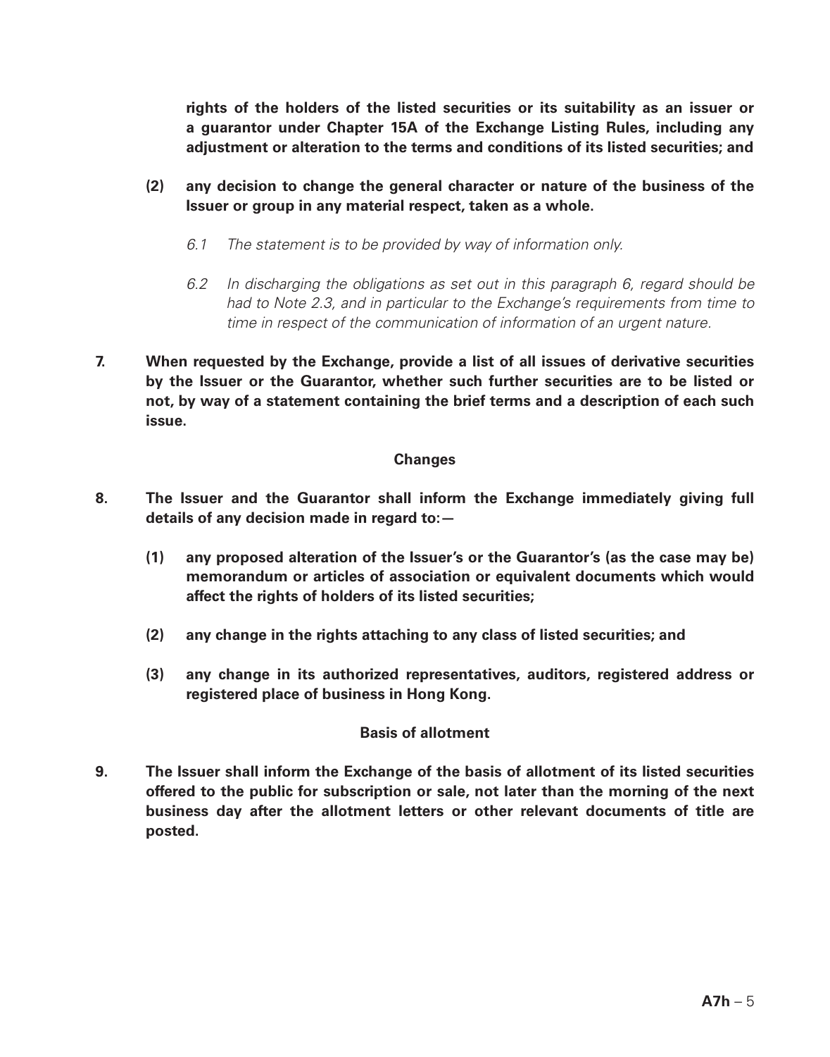**rights of the holders of the listed securities or its suitability as an issuer or a guarantor under Chapter 15A of the Exchange Listing Rules, including any adjustment or alteration to the terms and conditions of its listed securities; and**

**(2) any decision to change the general character or nature of the business of the Issuer or group in any material respect, taken as a whole.**

*6.1 The statement is to be provided by way of information only.*

*6.2 In discharging the obligations as set out in this paragraph 6, regard should be had to Note 2.3, and in particular to the Exchange's requirements from time to time in respect of the communication of information of an urgent nature.*

**7. When requested by the Exchange, provide a list of all issues of derivative securities by the Issuer or the Guarantor, whether such further securities are to be listed or not, by way of a statement containing the brief terms and a description of each such issue.**

**Changes**

**8. The Issuer and the Guarantor shall inform the Exchange immediately giving full details of any decision made in regard to:—**

**(1) any proposed alteration of the Issuer's or the Guarantor's (as the case may be) memorandum or articles of association or equivalent documents which would affect the rights of holders of its listed securities;**

**(2) any change in the rights attaching to any class of listed securities; and**

**(3) any change in its authorized representatives, auditors, registered address or registered place of business in Hong Kong.**

**Basis of allotment**

**9. The Issuer shall inform the Exchange of the basis of allotment of its listed securities offered to the public for subscription or sale, not later than the morning of the next business day after the allotment letters or other relevant documents of title are posted.**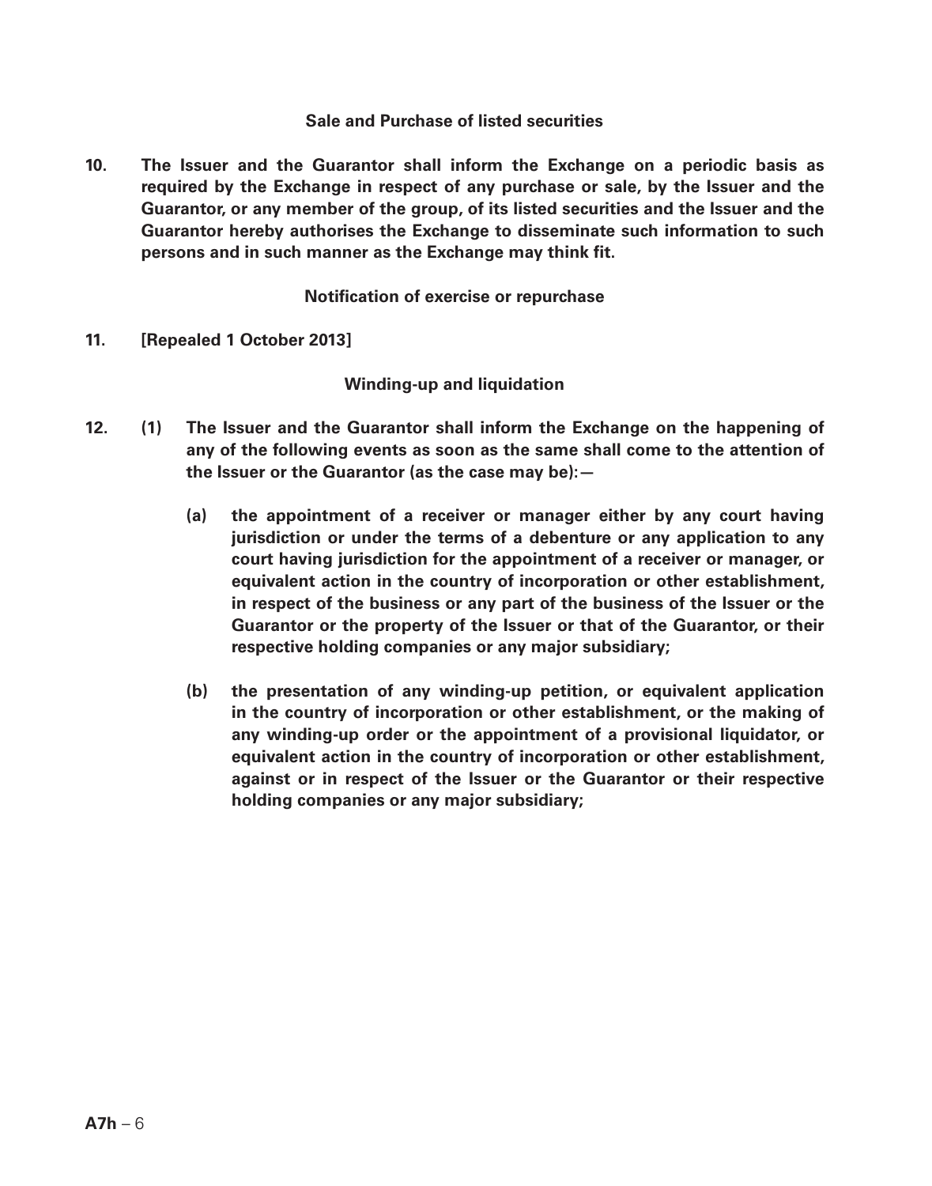**Sale and Purchase of listed securities**

**10. The Issuer and the Guarantor shall inform the Exchange on a periodic basis as required by the Exchange in respect of any purchase or sale, by the Issuer and the Guarantor, or any member of the group, of its listed securities and the Issuer and the Guarantor hereby authorises the Exchange to disseminate such information to such persons and in such manner as the Exchange may think fit.**

**Notification of exercise or repurchase**

**11. [Repealed 1 October 2013]**

**Winding-up and liquidation**

**12. (1) The Issuer and the Guarantor shall inform the Exchange on the happening of any of the following events as soon as the same shall come to the attention of the Issuer or the Guarantor (as the case may be):—**

**(a) the appointment of a receiver or manager either by any court having jurisdiction or under the terms of a debenture or any application to any court having jurisdiction for the appointment of a receiver or manager, or equivalent action in the country of incorporation or other establishment, in respect of the business or any part of the business of the Issuer or the Guarantor or the property of the Issuer or that of the Guarantor, or their respective holding companies or any major subsidiary;**

**(b) the presentation of any winding-up petition, or equivalent application in the country of incorporation or other establishment, or the making of any winding-up order or the appointment of a provisional liquidator, or equivalent action in the country of incorporation or other establishment, against or in respect of the Issuer or the Guarantor or their respective holding companies or any major subsidiary;**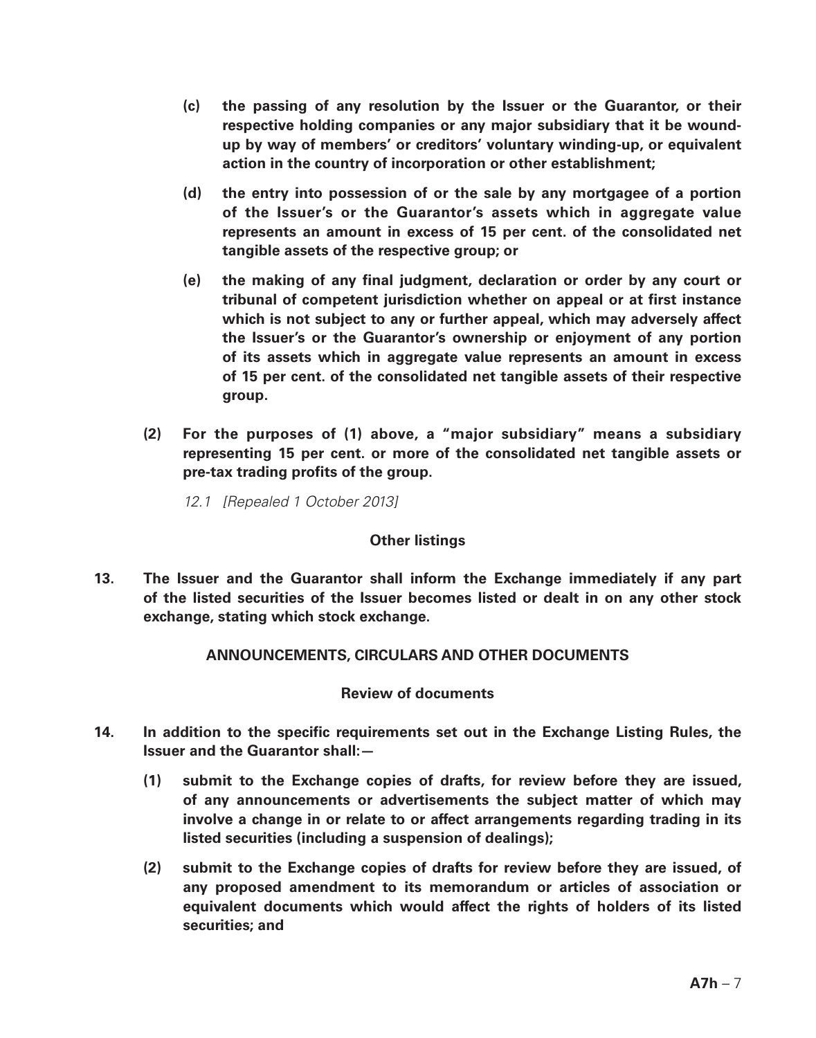**(c) the passing of any resolution by the Issuer or the Guarantor, or their respective holding companies or any major subsidiary that it be wound-up by way of members' or creditors' voluntary winding-up, or equivalent action in the country of incorporation or other establishment;**

**(d) the entry into possession of or the sale by any mortgagee of a portion of the Issuer's or the Guarantor's assets which in aggregate value represents an amount in excess of 15 per cent. of the consolidated net tangible assets of the respective group; or**

**(e) the making of any final judgment, declaration or order by any court or tribunal of competent jurisdiction whether on appeal or at first instance which is not subject to any or further appeal, which may adversely affect the Issuer's or the Guarantor's ownership or enjoyment of any portion of its assets which in aggregate value represents an amount in excess of 15 per cent. of the consolidated net tangible assets of their respective group.**

**(2) For the purposes of (1) above, a "major subsidiary" means a subsidiary representing 15 per cent. or more of the consolidated net tangible assets or pre-tax trading profits of the group.**

*12.1 [Repealed 1 October 2013]*

### Other listings

**13. The Issuer and the Guarantor shall inform the Exchange immediately if any part of the listed securities of the Issuer becomes listed or dealt in on any other stock exchange, stating which stock exchange.**

## ANNOUNCEMENTS, CIRCULARS AND OTHER DOCUMENTS

### Review of documents

**14. In addition to the specific requirements set out in the Exchange Listing Rules, the Issuer and the Guarantor shall:—**

**(1) submit to the Exchange copies of drafts, for review before they are issued, of any announcements or advertisements the subject matter of which may involve a change in or relate to or affect arrangements regarding trading in its listed securities (including a suspension of dealings);**

**(2) submit to the Exchange copies of drafts for review before they are issued, of any proposed amendment to its memorandum or articles of association or equivalent documents which would affect the rights of holders of its listed securities; and**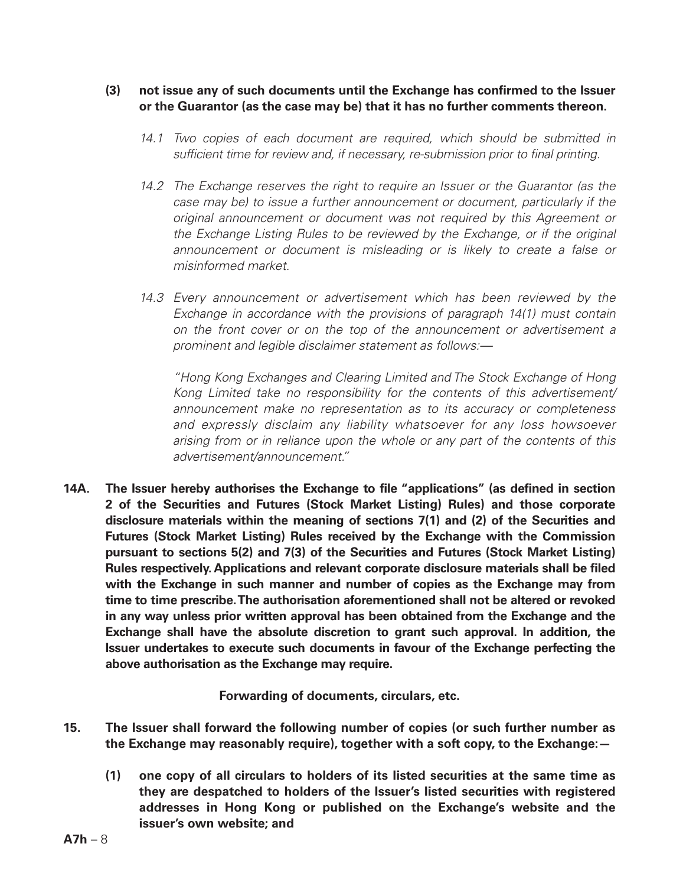**(3) not issue any of such documents until the Exchange has confirmed to the Issuer or the Guarantor (as the case may be) that it has no further comments thereon.**

*14.1 Two copies of each document are required, which should be submitted in sufficient time for review and, if necessary, re-submission prior to final printing.*

*14.2 The Exchange reserves the right to require an Issuer or the Guarantor (as the case may be) to issue a further announcement or document, particularly if the original announcement or document was not required by this Agreement or the Exchange Listing Rules to be reviewed by the Exchange, or if the original announcement or document is misleading or is likely to create a false or misinformed market.*

*14.3 Every announcement or advertisement which has been reviewed by the Exchange in accordance with the provisions of paragraph 14(1) must contain on the front cover or on the top of the announcement or advertisement a prominent and legible disclaimer statement as follows:—*

*"Hong Kong Exchanges and Clearing Limited and The Stock Exchange of Hong Kong Limited take no responsibility for the contents of this advertisement/announcement make no representation as to its accuracy or completeness and expressly disclaim any liability whatsoever for any loss howsoever arising from or in reliance upon the whole or any part of the contents of this advertisement/announcement."*

**14A. The Issuer hereby authorises the Exchange to file "applications" (as defined in section 2 of the Securities and Futures (Stock Market Listing) Rules) and those corporate disclosure materials within the meaning of sections 7(1) and (2) of the Securities and Futures (Stock Market Listing) Rules received by the Exchange with the Commission pursuant to sections 5(2) and 7(3) of the Securities and Futures (Stock Market Listing) Rules respectively. Applications and relevant corporate disclosure materials shall be filed with the Exchange in such manner and number of copies as the Exchange may from time to time prescribe. The authorisation aforementioned shall not be altered or revoked in any way unless prior written approval has been obtained from the Exchange and the Exchange shall have the absolute discretion to grant such approval. In addition, the Issuer undertakes to execute such documents in favour of the Exchange perfecting the above authorisation as the Exchange may require.**

**Forwarding of documents, circulars, etc.**

**15. The Issuer shall forward the following number of copies (or such further number as the Exchange may reasonably require), together with a soft copy, to the Exchange:—**

**(1) one copy of all circulars to holders of its listed securities at the same time as they are despatched to holders of the Issuer's listed securities with registered addresses in Hong Kong or published on the Exchange's website and the issuer's own website; and**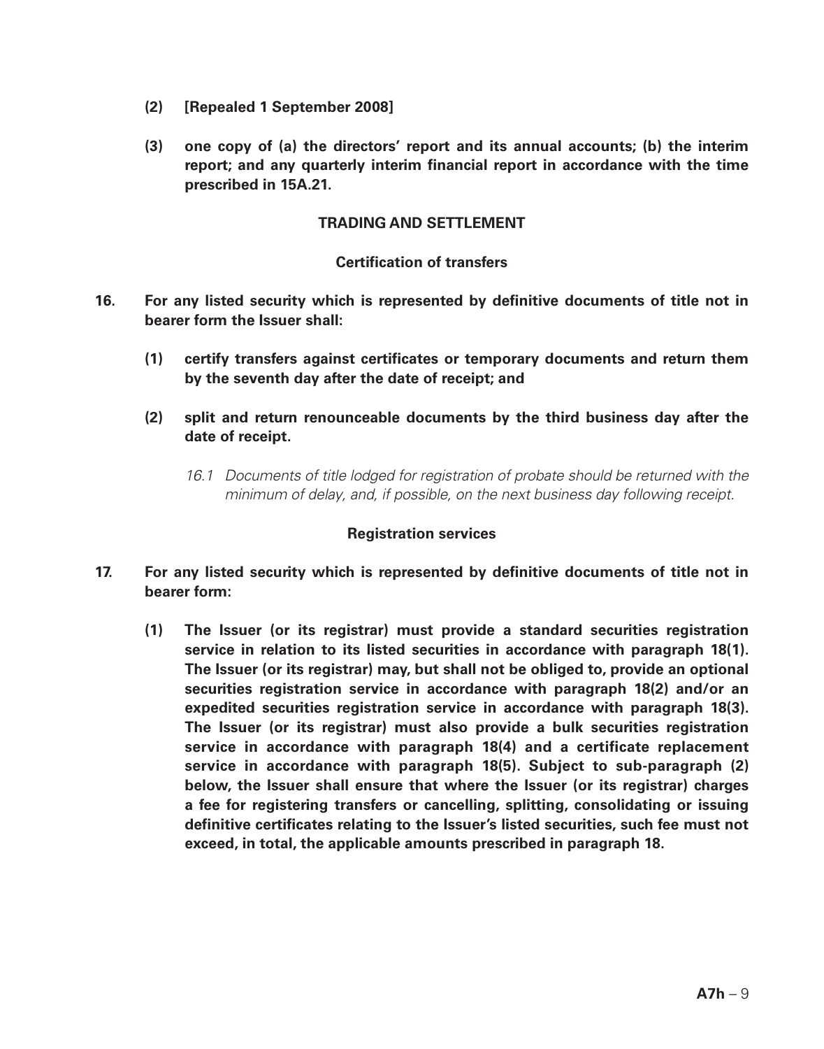**(2) [Repealed 1 September 2008]**

**(3) one copy of (a) the directors' report and its annual accounts; (b) the interim report; and any quarterly interim financial report in accordance with the time prescribed in 15A.21.**

## TRADING AND SETTLEMENT

### Certification of transfers

**16. For any listed security which is represented by definitive documents of title not in bearer form the Issuer shall:**

**(1) certify transfers against certificates or temporary documents and return them by the seventh day after the date of receipt; and**

**(2) split and return renounceable documents by the third business day after the date of receipt.**

*16.1 Documents of title lodged for registration of probate should be returned with the minimum of delay, and, if possible, on the next business day following receipt.*

### Registration services

**17. For any listed security which is represented by definitive documents of title not in bearer form:**

**(1) The Issuer (or its registrar) must provide a standard securities registration service in relation to its listed securities in accordance with paragraph 18(1). The Issuer (or its registrar) may, but shall not be obliged to, provide an optional securities registration service in accordance with paragraph 18(2) and/or an expedited securities registration service in accordance with paragraph 18(3). The Issuer (or its registrar) must also provide a bulk securities registration service in accordance with paragraph 18(4) and a certificate replacement service in accordance with paragraph 18(5). Subject to sub-paragraph (2) below, the Issuer shall ensure that where the Issuer (or its registrar) charges a fee for registering transfers or cancelling, splitting, consolidating or issuing definitive certificates relating to the Issuer's listed securities, such fee must not exceed, in total, the applicable amounts prescribed in paragraph 18.**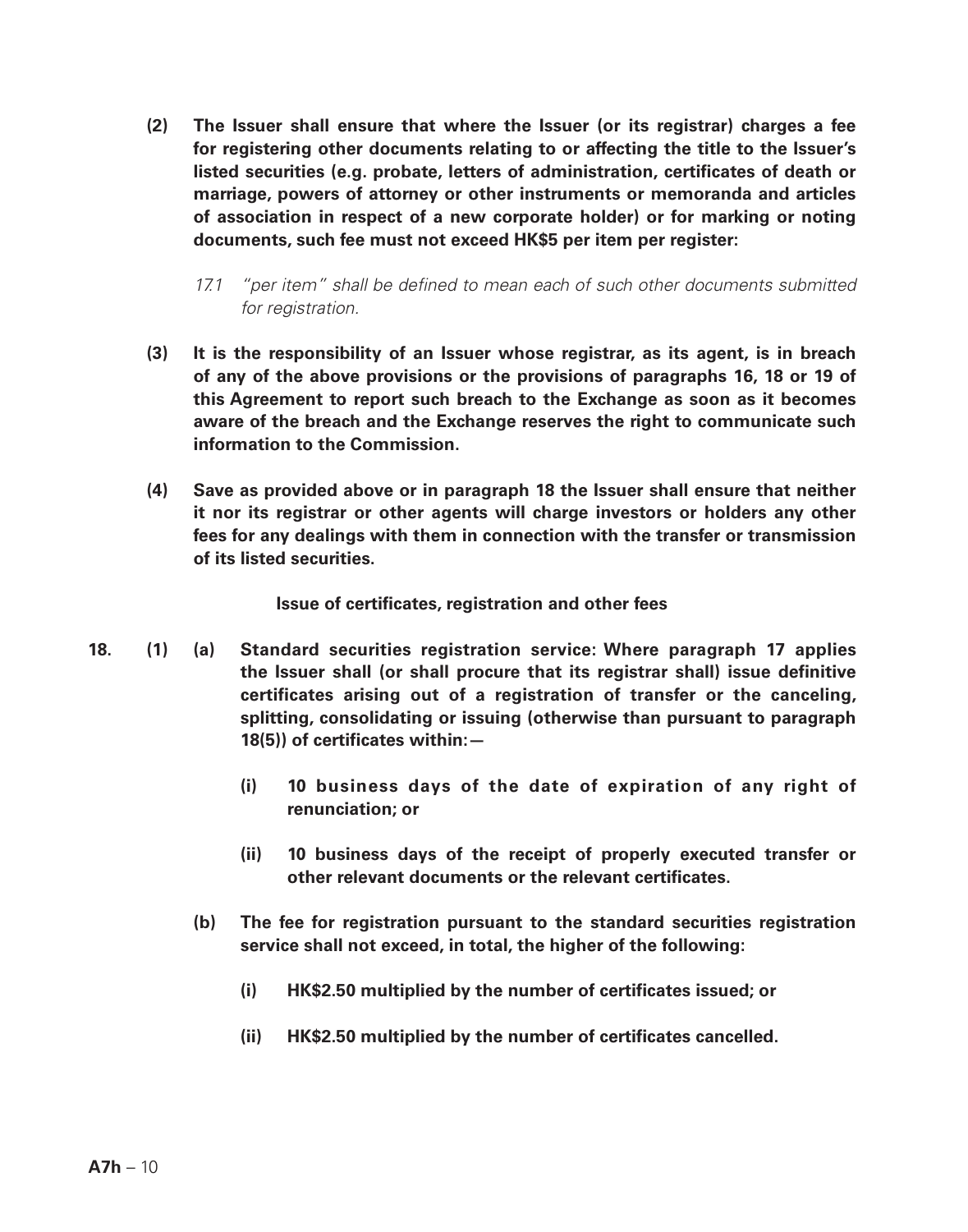**(2) The Issuer shall ensure that where the Issuer (or its registrar) charges a fee for registering other documents relating to or affecting the title to the Issuer's listed securities (e.g. probate, letters of administration, certificates of death or marriage, powers of attorney or other instruments or memoranda and articles of association in respect of a new corporate holder) or for marking or noting documents, such fee must not exceed HK$5 per item per register:**

*17.1 "per item" shall be defined to mean each of such other documents submitted for registration.*

**(3) It is the responsibility of an Issuer whose registrar, as its agent, is in breach of any of the above provisions or the provisions of paragraphs 16, 18 or 19 of this Agreement to report such breach to the Exchange as soon as it becomes aware of the breach and the Exchange reserves the right to communicate such information to the Commission.**

**(4) Save as provided above or in paragraph 18 the Issuer shall ensure that neither it nor its registrar or other agents will charge investors or holders any other fees for any dealings with them in connection with the transfer or transmission of its listed securities.**

**Issue of certificates, registration and other fees**

**18. (1) (a) Standard securities registration service: Where paragraph 17 applies the Issuer shall (or shall procure that its registrar shall) issue definitive certificates arising out of a registration of transfer or the canceling, splitting, consolidating or issuing (otherwise than pursuant to paragraph 18(5)) of certificates within:—**

**(i) 10 business days of the date of expiration of any right of renunciation; or**

**(ii) 10 business days of the receipt of properly executed transfer or other relevant documents or the relevant certificates.**

**(b) The fee for registration pursuant to the standard securities registration service shall not exceed, in total, the higher of the following:**

**(i) HK$2.50 multiplied by the number of certificates issued; or**

**(ii) HK$2.50 multiplied by the number of certificates cancelled.**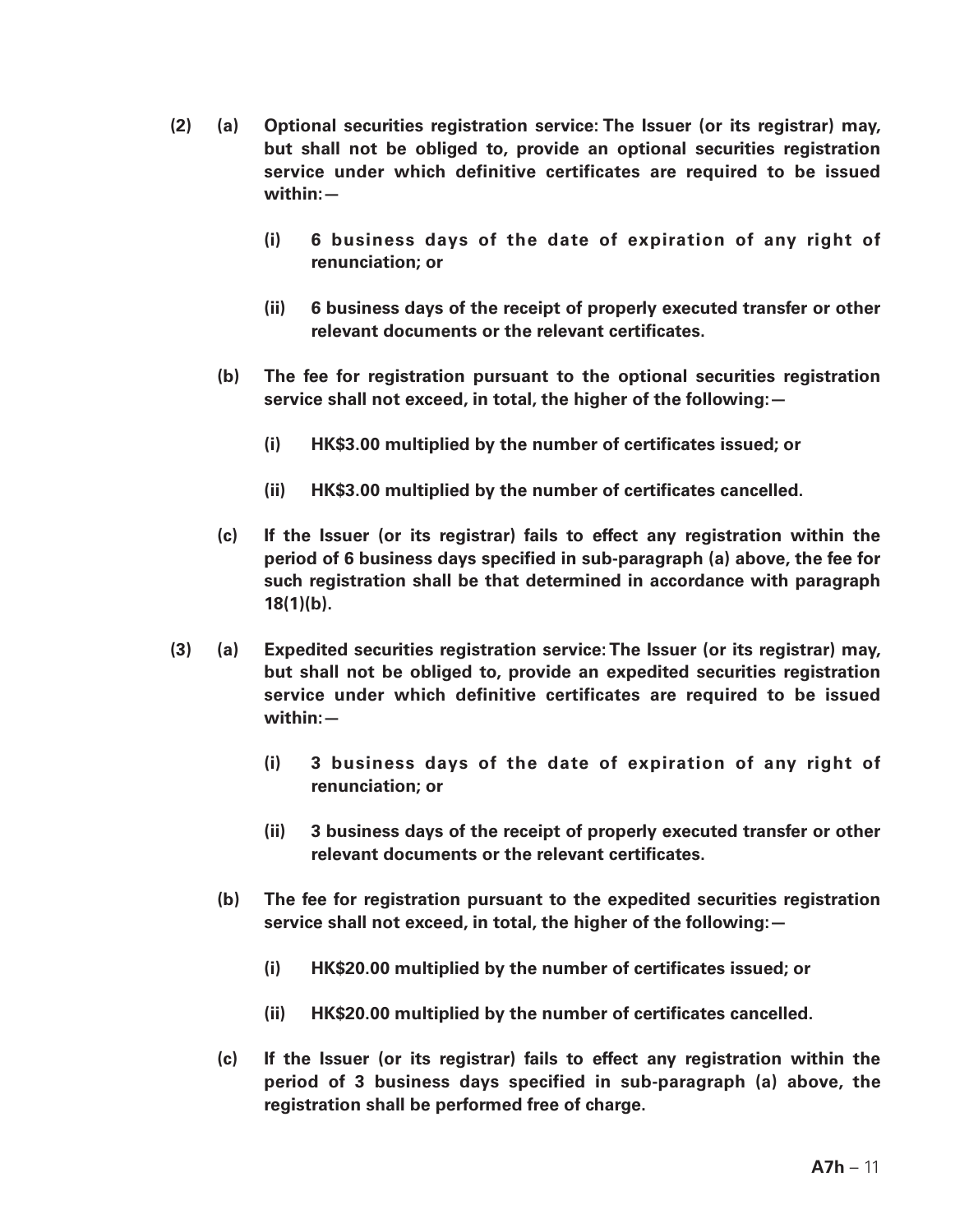**(2) (a) Optional securities registration service: The Issuer (or its registrar) may, but shall not be obliged to, provide an optional securities registration service under which definitive certificates are required to be issued within:—**

**(i) 6 business days of the date of expiration of any right of renunciation; or**

**(ii) 6 business days of the receipt of properly executed transfer or other relevant documents or the relevant certificates.**

**(b) The fee for registration pursuant to the optional securities registration service shall not exceed, in total, the higher of the following:—**

**(i) HK$3.00 multiplied by the number of certificates issued; or**

**(ii) HK$3.00 multiplied by the number of certificates cancelled.**

**(c) If the Issuer (or its registrar) fails to effect any registration within the period of 6 business days specified in sub-paragraph (a) above, the fee for such registration shall be that determined in accordance with paragraph 18(1)(b).**

**(3) (a) Expedited securities registration service: The Issuer (or its registrar) may, but shall not be obliged to, provide an expedited securities registration service under which definitive certificates are required to be issued within:—**

**(i) 3 business days of the date of expiration of any right of renunciation; or**

**(ii) 3 business days of the receipt of properly executed transfer or other relevant documents or the relevant certificates.**

**(b) The fee for registration pursuant to the expedited securities registration service shall not exceed, in total, the higher of the following:—**

**(i) HK$20.00 multiplied by the number of certificates issued; or**

**(ii) HK$20.00 multiplied by the number of certificates cancelled.**

**(c) If the Issuer (or its registrar) fails to effect any registration within the period of 3 business days specified in sub-paragraph (a) above, the registration shall be performed free of charge.**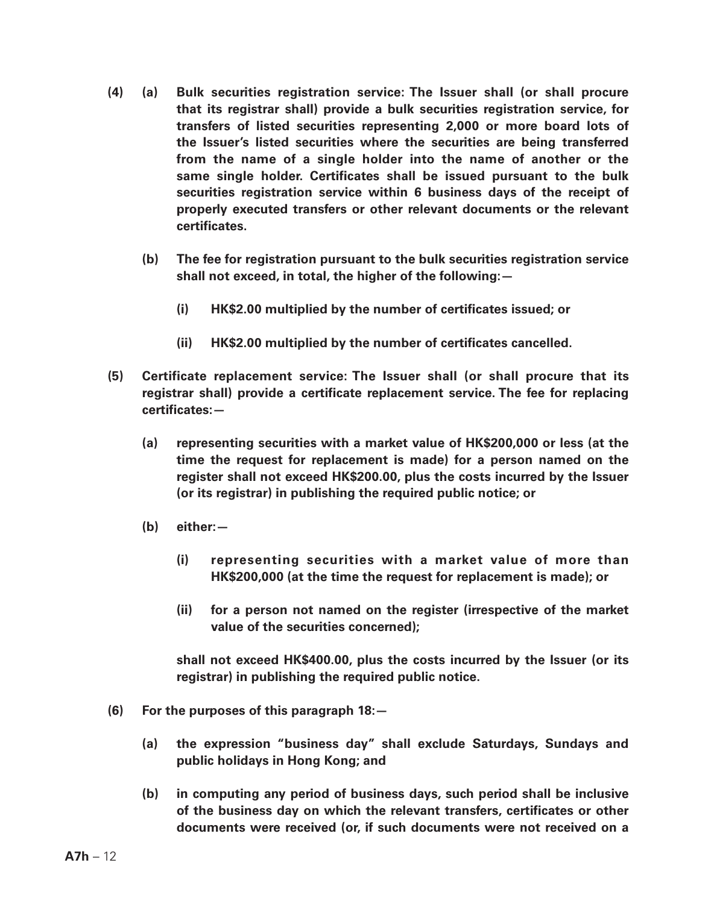**(4) (a) Bulk securities registration service: The Issuer shall (or shall procure that its registrar shall) provide a bulk securities registration service, for transfers of listed securities representing 2,000 or more board lots of the Issuer's listed securities where the securities are being transferred from the name of a single holder into the name of another or the same single holder. Certificates shall be issued pursuant to the bulk securities registration service within 6 business days of the receipt of properly executed transfers or other relevant documents or the relevant certificates.**

**(b) The fee for registration pursuant to the bulk securities registration service shall not exceed, in total, the higher of the following:—**

**(i) HK$2.00 multiplied by the number of certificates issued; or**

**(ii) HK$2.00 multiplied by the number of certificates cancelled.**

**(5) Certificate replacement service: The Issuer shall (or shall procure that its registrar shall) provide a certificate replacement service. The fee for replacing certificates:—**

**(a) representing securities with a market value of HK$200,000 or less (at the time the request for replacement is made) for a person named on the register shall not exceed HK$200.00, plus the costs incurred by the Issuer (or its registrar) in publishing the required public notice; or**

**(b) either:—**

**(i) representing securities with a market value of more than HK$200,000 (at the time the request for replacement is made); or**

**(ii) for a person not named on the register (irrespective of the market value of the securities concerned);**

**shall not exceed HK$400.00, plus the costs incurred by the Issuer (or its registrar) in publishing the required public notice.**

**(6) For the purposes of this paragraph 18:—**

**(a) the expression "business day" shall exclude Saturdays, Sundays and public holidays in Hong Kong; and**

**(b) in computing any period of business days, such period shall be inclusive of the business day on which the relevant transfers, certificates or other documents were received (or, if such documents were not received on a**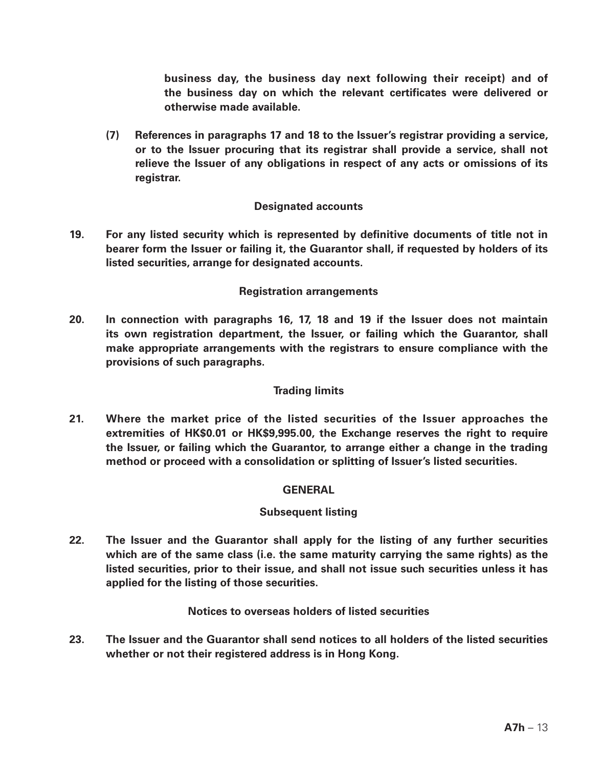**business day, the business day next following their receipt) and of the business day on which the relevant certificates were delivered or otherwise made available.**

**(7) References in paragraphs 17 and 18 to the Issuer's registrar providing a service, or to the Issuer procuring that its registrar shall provide a service, shall not relieve the Issuer of any obligations in respect of any acts or omissions of its registrar.**

### Designated accounts

**19. For any listed security which is represented by definitive documents of title not in bearer form the Issuer or failing it, the Guarantor shall, if requested by holders of its listed securities, arrange for designated accounts.**

### Registration arrangements

**20. In connection with paragraphs 16, 17, 18 and 19 if the Issuer does not maintain its own registration department, the Issuer, or failing which the Guarantor, shall make appropriate arrangements with the registrars to ensure compliance with the provisions of such paragraphs.**

### Trading limits

**21. Where the market price of the listed securities of the Issuer approaches the extremities of HK$0.01 or HK$9,995.00, the Exchange reserves the right to require the Issuer, or failing which the Guarantor, to arrange either a change in the trading method or proceed with a consolidation or splitting of Issuer's listed securities.**

## GENERAL

### Subsequent listing

**22. The Issuer and the Guarantor shall apply for the listing of any further securities which are of the same class (i.e. the same maturity carrying the same rights) as the listed securities, prior to their issue, and shall not issue such securities unless it has applied for the listing of those securities.**

### Notices to overseas holders of listed securities

**23. The Issuer and the Guarantor shall send notices to all holders of the listed securities whether or not their registered address is in Hong Kong.**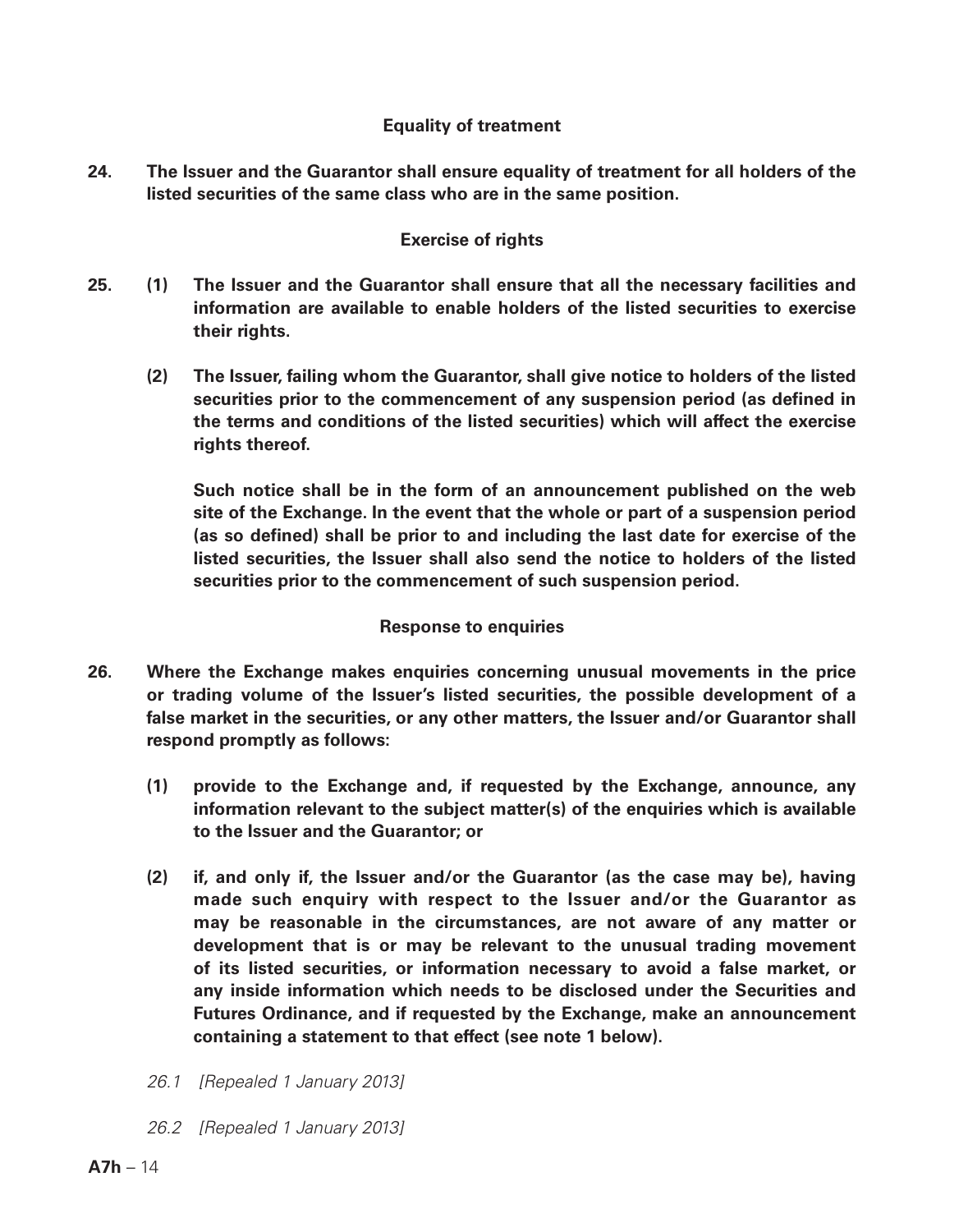### Equality of treatment

**24. The Issuer and the Guarantor shall ensure equality of treatment for all holders of the listed securities of the same class who are in the same position.**

### Exercise of rights

**25. (1) The Issuer and the Guarantor shall ensure that all the necessary facilities and information are available to enable holders of the listed securities to exercise their rights.**

**(2) The Issuer, failing whom the Guarantor, shall give notice to holders of the listed securities prior to the commencement of any suspension period (as defined in the terms and conditions of the listed securities) which will affect the exercise rights thereof.**

**Such notice shall be in the form of an announcement published on the web site of the Exchange. In the event that the whole or part of a suspension period (as so defined) shall be prior to and including the last date for exercise of the listed securities, the Issuer shall also send the notice to holders of the listed securities prior to the commencement of such suspension period.**

### Response to enquiries

**26. Where the Exchange makes enquiries concerning unusual movements in the price or trading volume of the Issuer's listed securities, the possible development of a false market in the securities, or any other matters, the Issuer and/or Guarantor shall respond promptly as follows:**

**(1) provide to the Exchange and, if requested by the Exchange, announce, any information relevant to the subject matter(s) of the enquiries which is available to the Issuer and the Guarantor; or**

**(2) if, and only if, the Issuer and/or the Guarantor (as the case may be), having made such enquiry with respect to the Issuer and/or the Guarantor as may be reasonable in the circumstances, are not aware of any matter or development that is or may be relevant to the unusual trading movement of its listed securities, or information necessary to avoid a false market, or any inside information which needs to be disclosed under the Securities and Futures Ordinance, and if requested by the Exchange, make an announcement containing a statement to that effect (see note 1 below).**

*26.1 [Repealed 1 January 2013]*

*26.2 [Repealed 1 January 2013]*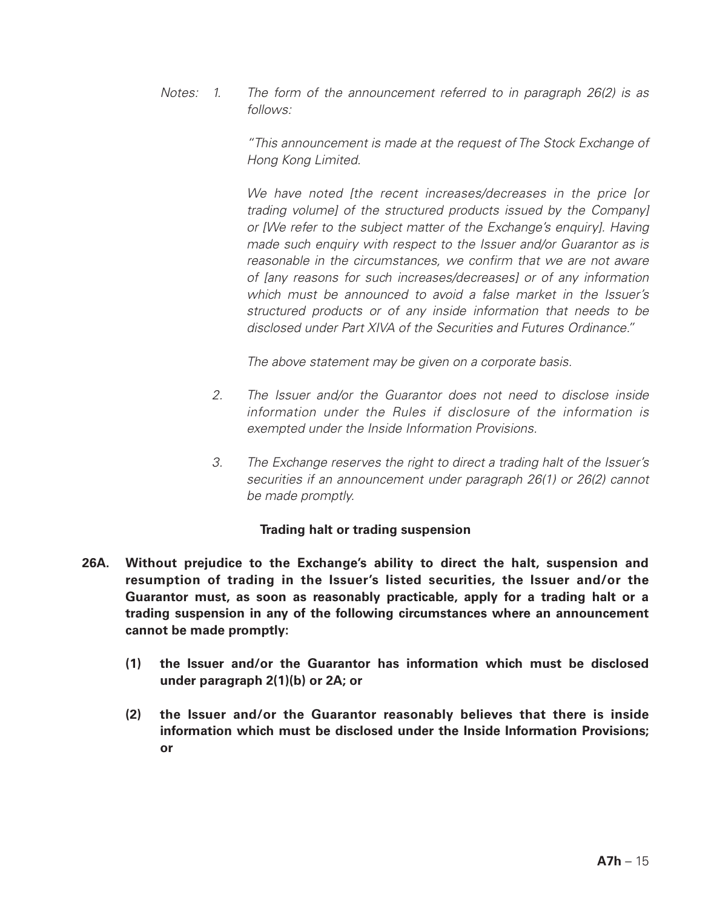*Notes:* 1. *The form of the announcement referred to in paragraph 26(2) is as follows:*

*"This announcement is made at the request of The Stock Exchange of Hong Kong Limited.*

*We have noted [the recent increases/decreases in the price [or trading volume] of the structured products issued by the Company] or [We refer to the subject matter of the Exchange's enquiry]. Having made such enquiry with respect to the Issuer and/or Guarantor as is reasonable in the circumstances, we confirm that we are not aware of [any reasons for such increases/decreases] or of any information which must be announced to avoid a false market in the Issuer's structured products or of any inside information that needs to be disclosed under Part XIVA of the Securities and Futures Ordinance."*

*The above statement may be given on a corporate basis.*

2. *The Issuer and/or the Guarantor does not need to disclose inside information under the Rules if disclosure of the information is exempted under the Inside Information Provisions.*

3. *The Exchange reserves the right to direct a trading halt of the Issuer's securities if an announcement under paragraph 26(1) or 26(2) cannot be made promptly.*

**Trading halt or trading suspension**

**26A. Without prejudice to the Exchange's ability to direct the halt, suspension and resumption of trading in the Issuer's listed securities, the Issuer and/or the Guarantor must, as soon as reasonably practicable, apply for a trading halt or a trading suspension in any of the following circumstances where an announcement cannot be made promptly:**

**(1) the Issuer and/or the Guarantor has information which must be disclosed under paragraph 2(1)(b) or 2A; or**

**(2) the Issuer and/or the Guarantor reasonably believes that there is inside information which must be disclosed under the Inside Information Provisions; or**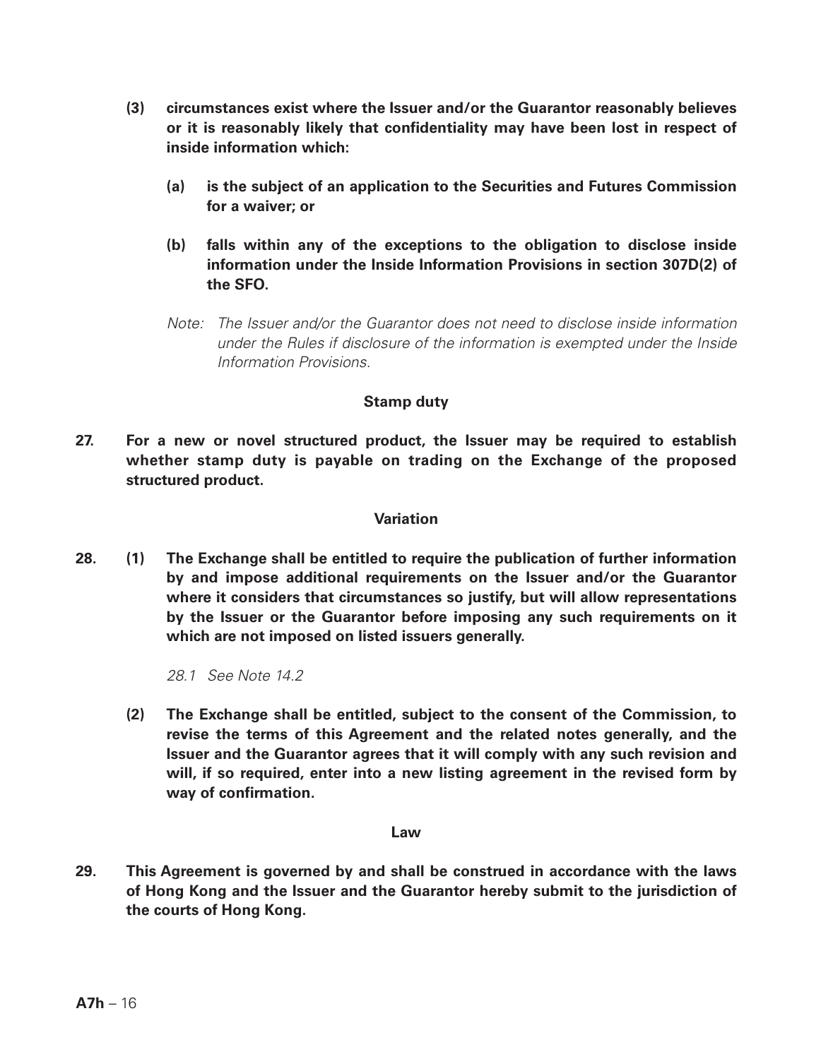**(3) circumstances exist where the Issuer and/or the Guarantor reasonably believes or it is reasonably likely that confidentiality may have been lost in respect of inside information which:**

**(a) is the subject of an application to the Securities and Futures Commission for a waiver; or**

**(b) falls within any of the exceptions to the obligation to disclose inside information under the Inside Information Provisions in section 307D(2) of the SFO.**

*Note: The Issuer and/or the Guarantor does not need to disclose inside information under the Rules if disclosure of the information is exempted under the Inside Information Provisions.*

### Stamp duty

**27. For a new or novel structured product, the Issuer may be required to establish whether stamp duty is payable on trading on the Exchange of the proposed structured product.**

### Variation

**28. (1) The Exchange shall be entitled to require the publication of further information by and impose additional requirements on the Issuer and/or the Guarantor where it considers that circumstances so justify, but will allow representations by the Issuer or the Guarantor before imposing any such requirements on it which are not imposed on listed issuers generally.**

*28.1 See Note 14.2*

**(2) The Exchange shall be entitled, subject to the consent of the Commission, to revise the terms of this Agreement and the related notes generally, and the Issuer and the Guarantor agrees that it will comply with any such revision and will, if so required, enter into a new listing agreement in the revised form by way of confirmation.**

### Law

**29. This Agreement is governed by and shall be construed in accordance with the laws of Hong Kong and the Issuer and the Guarantor hereby submit to the jurisdiction of the courts of Hong Kong.**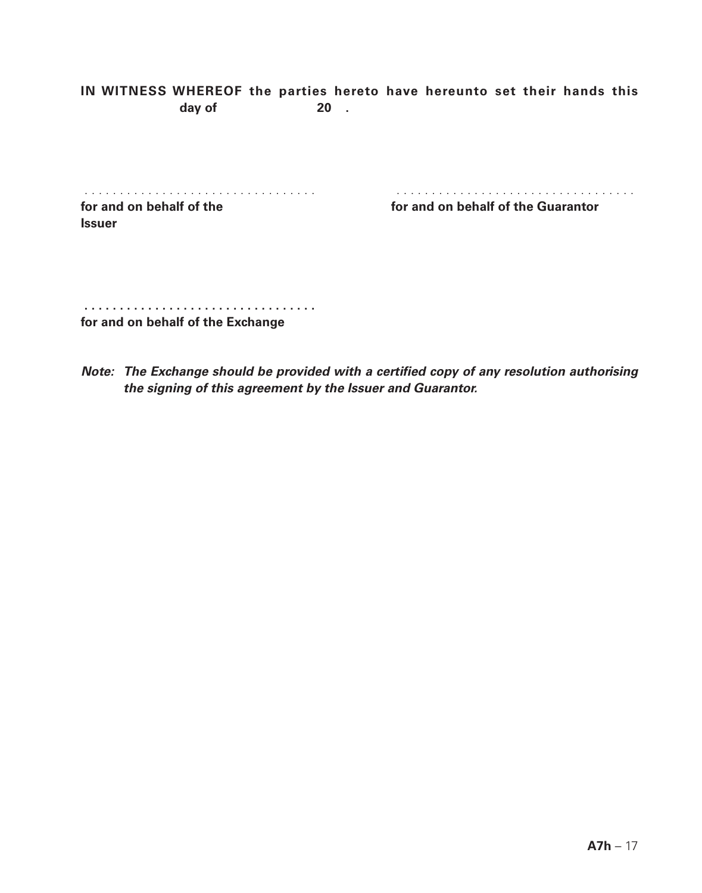**IN WITNESS WHEREOF the parties hereto have hereunto set their hands this day of 20 .**

. . . . . . . . . . . . . . . . . . . . . . . . . . . . . . . . .
**for and on behalf of the Issuer**

. . . . . . . . . . . . . . . . . . . . . . . . . . . . . . . . .
**for and on behalf of the Guarantor**

. . . . . . . . . . . . . . . . . . . . . . . . . . . . . . . . .
**for and on behalf of the Exchange**

***Note: The Exchange should be provided with a certified copy of any resolution authorising the signing of this agreement by the Issuer and Guarantor.***